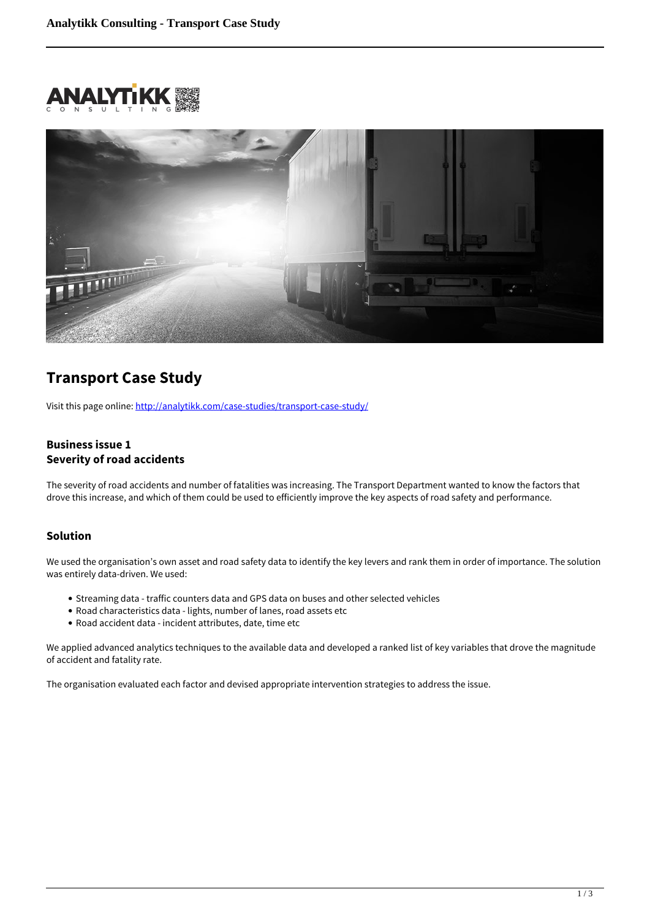# Transport Case Study

Visit this page online: [http://analytikk.com/case-studies/transport-case-study/](http://analytikk.com/case-studies/transport-case-study/)

## Business issue 1
## Severity of road accidents

The severity of road accidents and number of fatalities was increasing. The Transport Department wanted to know the factors that drove this increase, and which of them could be used to efficiently improve the key aspects of road safety and performance.

## Solution

We used the organisation's own asset and road safety data to identify the key levers and rank them in order of importance. The solution was entirely data-driven. We used:

- Streaming data - traffic counters data and GPS data on buses and other selected vehicles
- Road characteristics data - lights, number of lanes, road assets etc
- Road accident data - incident attributes, date, time etc

We applied advanced analytics techniques to the available data and developed a ranked list of key variables that drove the magnitude of accident and fatality rate.

The organisation evaluated each factor and devised appropriate intervention strategies to address the issue.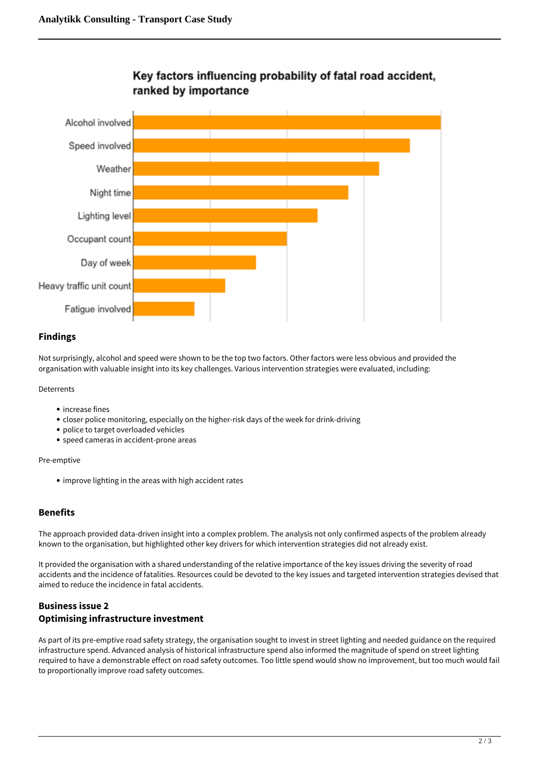**Key factors influencing probability of fatal road accident, ranked by importance**

- Alcohol involved
- Speed involved
- Weather
- Night time
- Lighting level
- Occupant count
- Day of week
- Heavy traffic unit count
- Fatigue involved

## Findings

Not surprisingly, alcohol and speed were shown to be the top two factors. Other factors were less obvious and provided the organisation with valuable insight into its key challenges. Various intervention strategies were evaluated, including:

Deterrents

- increase fines
- closer police monitoring, especially on the higher-risk days of the week for drink-driving
- police to target overloaded vehicles
- speed cameras in accident-prone areas

Pre-emptive

- improve lighting in the areas with high accident rates

## Benefits

The approach provided data-driven insight into a complex problem. The analysis not only confirmed aspects of the problem already known to the organisation, but highlighted other key drivers for which intervention strategies did not already exist.

It provided the organisation with a shared understanding of the relative importance of the key issues driving the severity of road accidents and the incidence of fatalities. Resources could be devoted to the key issues and targeted intervention strategies devised that aimed to reduce the incidence in fatal accidents.

## Business issue 2
## Optimising infrastructure investment

As part of its pre-emptive road safety strategy, the organisation sought to invest in street lighting and needed guidance on the required infrastructure spend. Advanced analysis of historical infrastructure spend also informed the magnitude of spend on street lighting required to have a demonstrable effect on road safety outcomes. Too little spend would show no improvement, but too much would fail to proportionally improve road safety outcomes.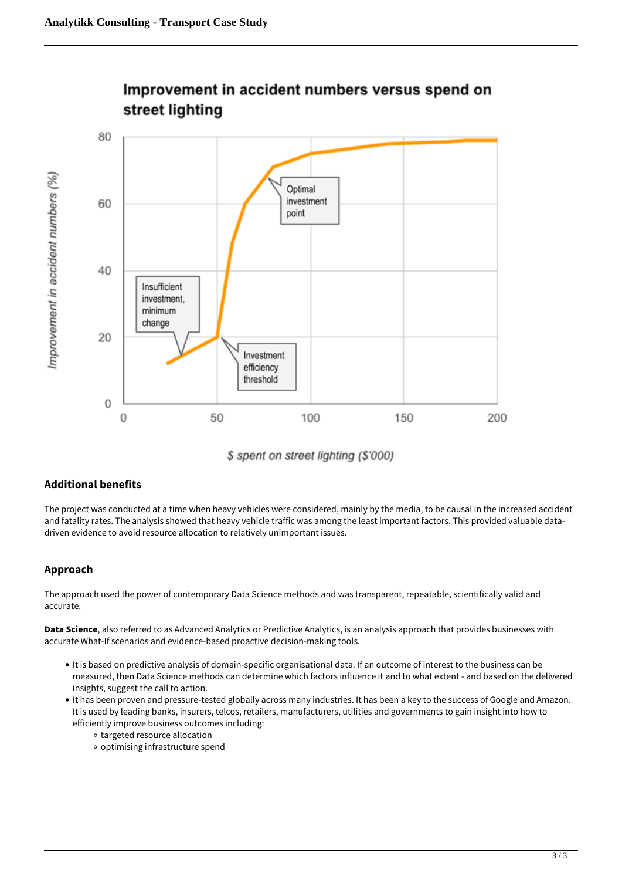Improvement in accident numbers versus spend on street lighting

Improvement in accident numbers (%)

80

60

40

20

0

0

50

100

150

200

$ spent on street lighting ($'000)

Optimal investment point

Insufficient investment, minimum change

Investment efficiency threshold

## Additional benefits

The project was conducted at a time when heavy vehicles were considered, mainly by the media, to be causal in the increased accident and fatality rates. The analysis showed that heavy vehicle traffic was among the least important factors. This provided valuable data-driven evidence to avoid resource allocation to relatively unimportant issues.

## Approach

The approach used the power of contemporary Data Science methods and was transparent, repeatable, scientifically valid and accurate.

**Data Science**, also referred to as Advanced Analytics or Predictive Analytics, is an analysis approach that provides businesses with accurate What-If scenarios and evidence-based proactive decision-making tools.

- It is based on predictive analysis of domain-specific organisational data. If an outcome of interest to the business can be measured, then Data Science methods can determine which factors influence it and to what extent - and based on the delivered insights, suggest the call to action.
- It has been proven and pressure-tested globally across many industries. It has been a key to the success of Google and Amazon. It is used by leading banks, insurers, telcos, retailers, manufacturers, utilities and governments to gain insight into how to efficiently improve business outcomes including:
  - targeted resource allocation
  - optimising infrastructure spend